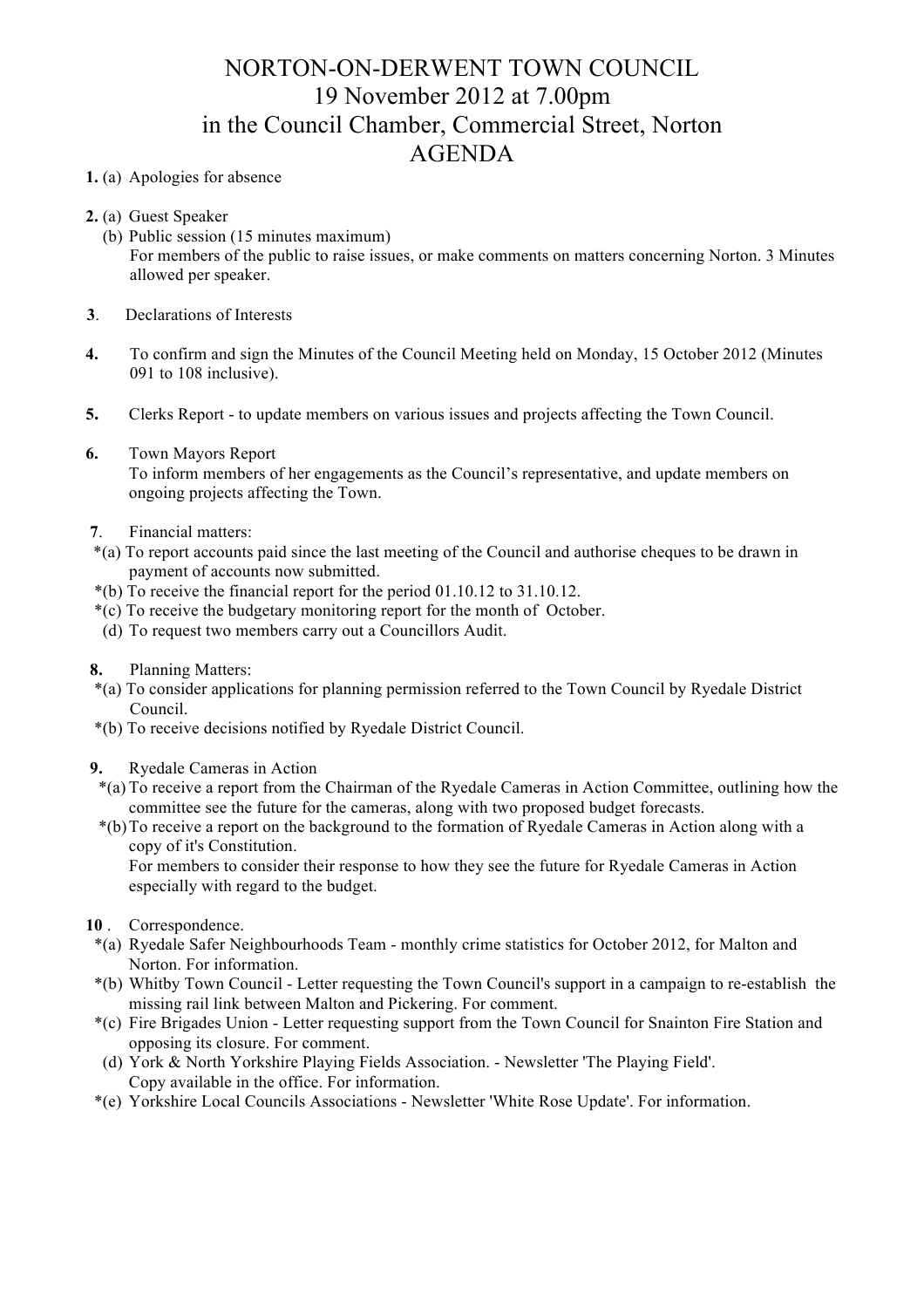# NORTON-ON-DERWENT TOWN COUNCIL

## 19 November 2012 at 7.00pm
## in the Council Chamber, Commercial Street, Norton
## AGENDA

**1.** (a) Apologies for absence

**2.** (a) Guest Speaker
   (b) Public session (15 minutes maximum)
   For members of the public to raise issues, or make comments on matters concerning Norton. 3 Minutes allowed per speaker.

**3**. Declarations of Interests

**4.** To confirm and sign the Minutes of the Council Meeting held on Monday, 15 October 2012 (Minutes 091 to 108 inclusive).

**5.** Clerks Report - to update members on various issues and projects affecting the Town Council.

**6.** Town Mayors Report
   To inform members of her engagements as the Council's representative, and update members on ongoing projects affecting the Town.

**7**. Financial matters:
   *(a) To report accounts paid since the last meeting of the Council and authorise cheques to be drawn in payment of accounts now submitted.
   *(b) To receive the financial report for the period 01.10.12 to 31.10.12.
   *(c) To receive the budgetary monitoring report for the month of October.
   (d) To request two members carry out a Councillors Audit.

**8.** Planning Matters:
   *(a) To consider applications for planning permission referred to the Town Council by Ryedale District Council.
   *(b) To receive decisions notified by Ryedale District Council.

**9.** Ryedale Cameras in Action
   *(a) To receive a report from the Chairman of the Ryedale Cameras in Action Committee, outlining how the committee see the future for the cameras, along with two proposed budget forecasts.
   *(b) To receive a report on the background to the formation of Ryedale Cameras in Action along with a copy of it's Constitution.
   For members to consider their response to how they see the future for Ryedale Cameras in Action especially with regard to the budget.

**10** . Correspondence.
   *(a) Ryedale Safer Neighbourhoods Team - monthly crime statistics for October 2012, for Malton and Norton. For information.
   *(b) Whitby Town Council - Letter requesting the Town Council's support in a campaign to re-establish the missing rail link between Malton and Pickering. For comment.
   *(c) Fire Brigades Union - Letter requesting support from the Town Council for Snainton Fire Station and opposing its closure. For comment.
   (d) York & North Yorkshire Playing Fields Association. - Newsletter 'The Playing Field'. Copy available in the office. For information.
   *(e) Yorkshire Local Councils Associations - Newsletter 'White Rose Update'. For information.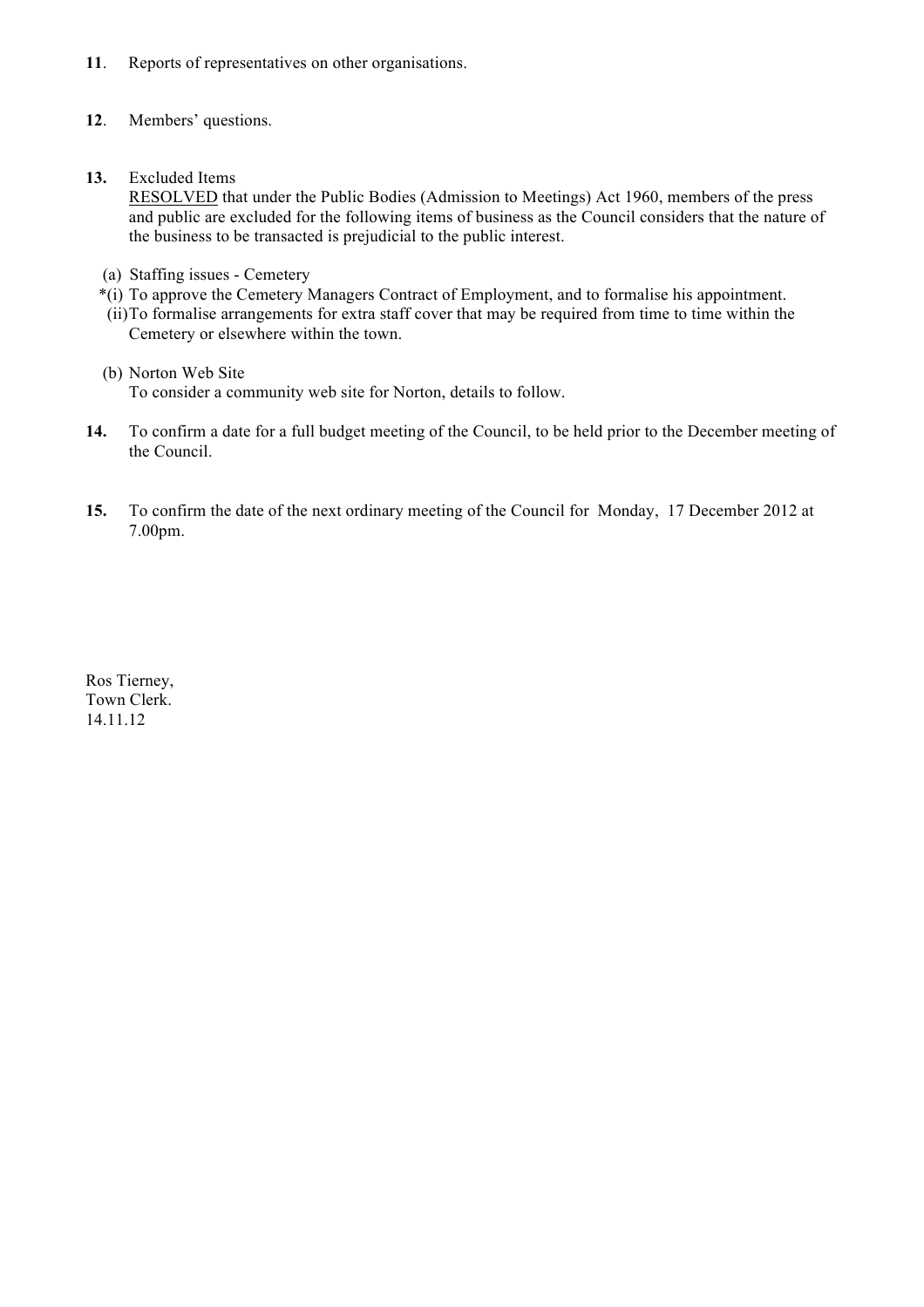**11**. Reports of representatives on other organisations.

**12**. Members' questions.

**13.** Excluded Items

<u>RESOLVED</u> that under the Public Bodies (Admission to Meetings) Act 1960, members of the press and public are excluded for the following items of business as the Council considers that the nature of the business to be transacted is prejudicial to the public interest.

(a) Staffing issues - Cemetery

*(i) To approve the Cemetery Managers Contract of Employment, and to formalise his appointment.

(ii) To formalise arrangements for extra staff cover that may be required from time to time within the Cemetery or elsewhere within the town.

(b) Norton Web Site

To consider a community web site for Norton, details to follow.

**14.** To confirm a date for a full budget meeting of the Council, to be held prior to the December meeting of the Council.

**15.** To confirm the date of the next ordinary meeting of the Council for Monday, 17 December 2012 at 7.00pm.

Ros Tierney,
Town Clerk.
14.11.12